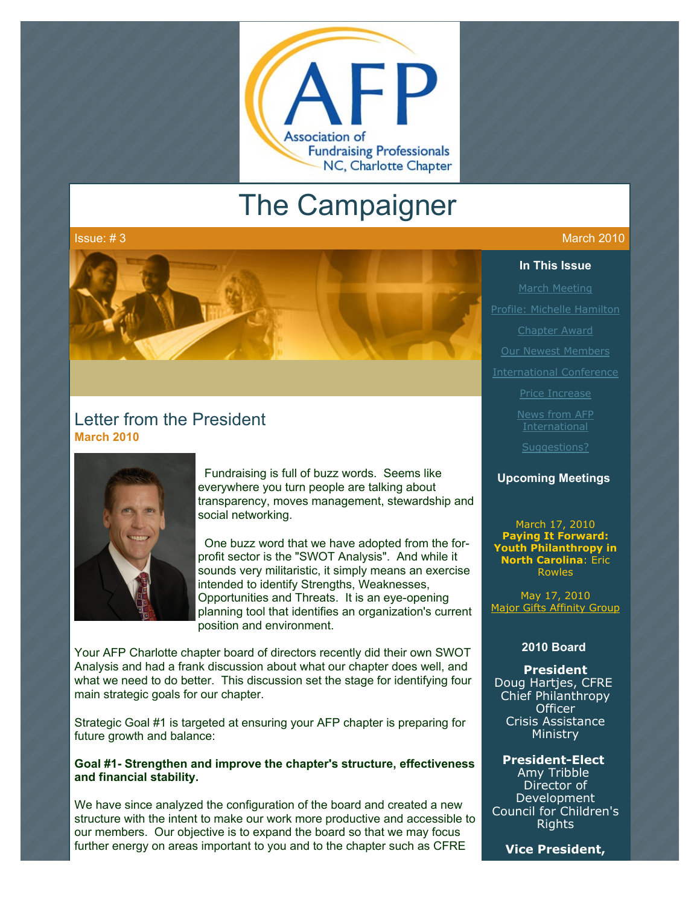Association of Fundraising Professionals NC, Charlotte Chapter

# The Campaigner

Issue: # 3 | March 2010

## Letter from the President

**March 2010**

Fundraising is full of buzz words. Seems like everywhere you turn people are talking about transparency, moves management, stewardship and social networking.

One buzz word that we have adopted from the for-profit sector is the "SWOT Analysis". And while it sounds very militaristic, it simply means an exercise intended to identify Strengths, Weaknesses, Opportunities and Threats. It is an eye-opening planning tool that identifies an organization's current position and environment.

Your AFP Charlotte chapter board of directors recently did their own SWOT Analysis and had a frank discussion about what our chapter does well, and what we need to do better. This discussion set the stage for identifying four main strategic goals for our chapter.

Strategic Goal #1 is targeted at ensuring your AFP chapter is preparing for future growth and balance:

**Goal #1- Strengthen and improve the chapter's structure, effectiveness and financial stability.**

We have since analyzed the configuration of the board and created a new structure with the intent to make our work more productive and accessible to our members. Our objective is to expand the board so that we may focus further energy on areas important to you and to the chapter such as CFRE

### In This Issue

- March Meeting
- Profile: Michelle Hamilton
- Chapter Award
- Our Newest Members
- International Conference
- Price Increase
- News from AFP International
- Suggestions?

### Upcoming Meetings

March 17, 2010
**Paying It Forward: Youth Philanthropy in North Carolina**: Eric Rowles

May 17, 2010
Major Gifts Affinity Group

### 2010 Board

**President**
Doug Hartjes, CFRE
Chief Philanthropy Officer
Crisis Assistance Ministry

**President-Elect**
Amy Tribble
Director of Development
Council for Children's Rights

**Vice President,**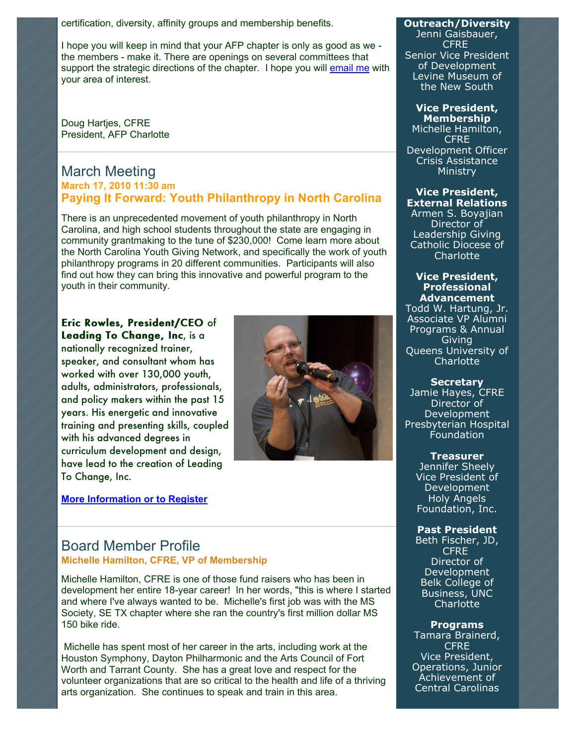certification, diversity, affinity groups and membership benefits.

I hope you will keep in mind that your AFP chapter is only as good as we - the members - make it. There are openings on several committees that support the strategic directions of the chapter. I hope you will email me with your area of interest.

Doug Hartjes, CFRE
President, AFP Charlotte

## March Meeting

**March 17, 2010 11:30 am**

### Paying It Forward: Youth Philanthropy in North Carolina

There is an unprecedented movement of youth philanthropy in North Carolina, and high school students throughout the state are engaging in community grantmaking to the tune of $230,000! Come learn more about the North Carolina Youth Giving Network, and specifically the work of youth philanthropy programs in 20 different communities. Participants will also find out how they can bring this innovative and powerful program to the youth in their community.

**Eric Rowles, President/CEO** of **Leading To Change, Inc**, is a nationally recognized trainer, speaker, and consultant whom has worked with over 130,000 youth, adults, administrators, professionals, and policy makers within the past 15 years. His energetic and innovative training and presenting skills, coupled with his advanced degrees in curriculum development and design, have lead to the creation of Leading To Change, Inc.

**More Information or to Register**

## Board Member Profile

**Michelle Hamilton, CFRE, VP of Membership**

Michelle Hamilton, CFRE is one of those fund raisers who has been in development her entire 18-year career! In her words, "this is where I started and where I've always wanted to be. Michelle's first job was with the MS Society, SE TX chapter where she ran the country's first million dollar MS 150 bike ride.

Michelle has spent most of her career in the arts, including work at the Houston Symphony, Dayton Philharmonic and the Arts Council of Fort Worth and Tarrant County. She has a great love and respect for the volunteer organizations that are so critical to the health and life of a thriving arts organization. She continues to speak and train in this area.

**Outreach/Diversity**
Jenni Gaisbauer, CFRE
Senior Vice President of Development
Levine Museum of the New South

**Vice President, Membership**
Michelle Hamilton, CFRE
Development Officer
Crisis Assistance Ministry

**Vice President, External Relations**
Armen S. Boyajian
Director of Leadership Giving
Catholic Diocese of Charlotte

**Vice President, Professional Advancement**
Todd W. Hartung, Jr.
Associate VP Alumni Programs & Annual Giving
Queens University of Charlotte

**Secretary**
Jamie Hayes, CFRE
Director of Development
Presbyterian Hospital Foundation

**Treasurer**
Jennifer Sheely
Vice President of Development
Holy Angels Foundation, Inc.

**Past President**
Beth Fischer, JD, CFRE
Director of Development
Belk College of Business, UNC Charlotte

**Programs**
Tamara Brainerd, CFRE
Vice President, Operations, Junior Achievement of Central Carolinas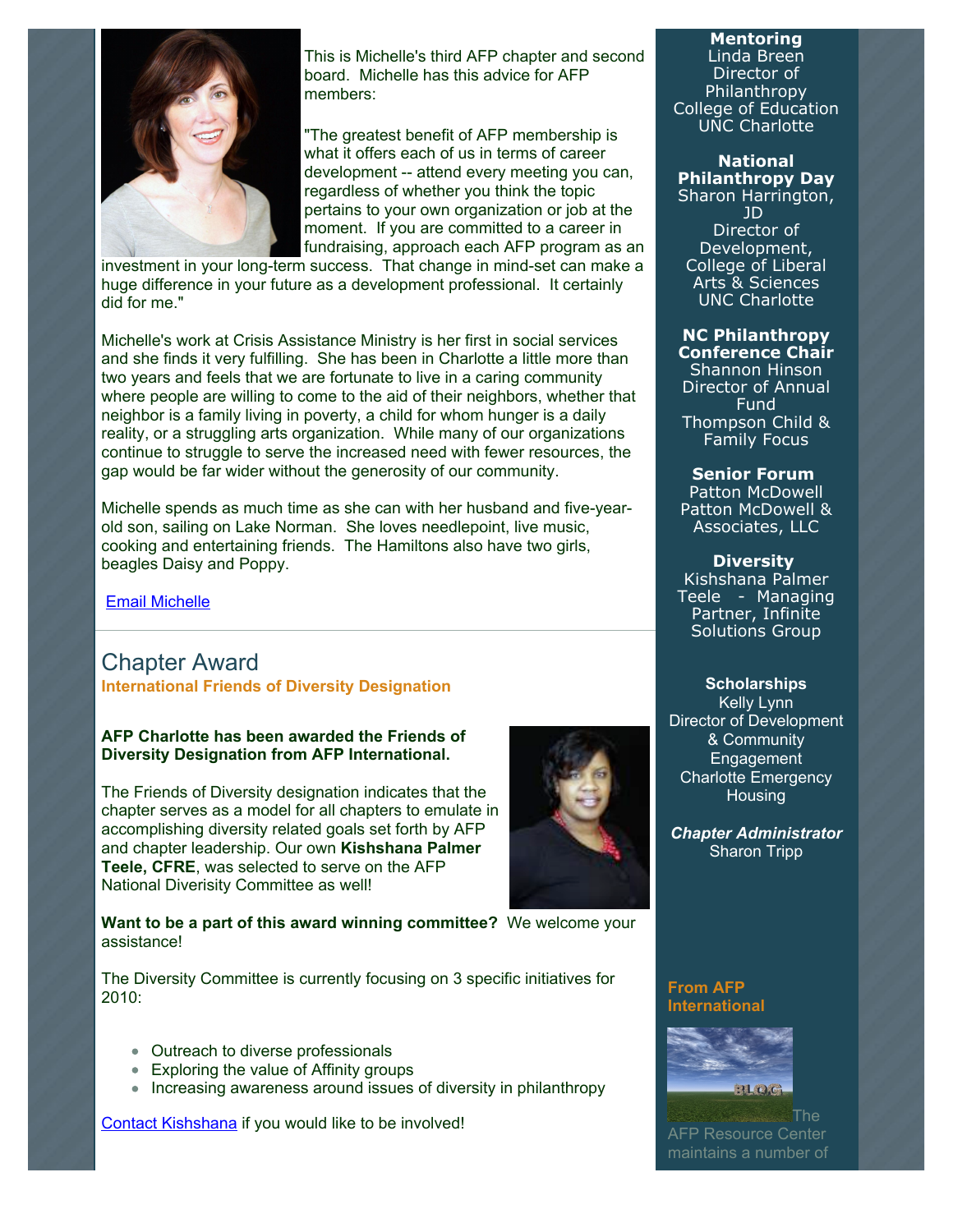This is Michelle's third AFP chapter and second board. Michelle has this advice for AFP members:

"The greatest benefit of AFP membership is what it offers each of us in terms of career development -- attend every meeting you can, regardless of whether you think the topic pertains to your own organization or job at the moment. If you are committed to a career in fundraising, approach each AFP program as an investment in your long-term success. That change in mind-set can make a huge difference in your future as a development professional. It certainly did for me."

Michelle's work at Crisis Assistance Ministry is her first in social services and she finds it very fulfilling. She has been in Charlotte a little more than two years and feels that we are fortunate to live in a caring community where people are willing to come to the aid of their neighbors, whether that neighbor is a family living in poverty, a child for whom hunger is a daily reality, or a struggling arts organization. While many of our organizations continue to struggle to serve the increased need with fewer resources, the gap would be far wider without the generosity of our community.

Michelle spends as much time as she can with her husband and five-year-old son, sailing on Lake Norman. She loves needlepoint, live music, cooking and entertaining friends. The Hamiltons also have two girls, beagles Daisy and Poppy.

Email Michelle

## Chapter Award

**International Friends of Diversity Designation**

**AFP Charlotte has been awarded the Friends of Diversity Designation from AFP International.**

The Friends of Diversity designation indicates that the chapter serves as a model for all chapters to emulate in accomplishing diversity related goals set forth by AFP and chapter leadership. Our own **Kishshana Palmer Teele, CFRE**, was selected to serve on the AFP National Diveristy Committee as well!

**Want to be a part of this award winning committee?** We welcome your assistance!

The Diversity Committee is currently focusing on 3 specific initiatives for 2010:

- Outreach to diverse professionals
- Exploring the value of Affinity groups
- Increasing awareness around issues of diversity in philanthropy

Contact Kishshana if you would like to be involved!

**Mentoring**
Linda Breen
Director of Philanthropy
College of Education
UNC Charlotte

**National Philanthropy Day**
Sharon Harrington, JD
Director of Development, College of Liberal Arts & Sciences
UNC Charlotte

**NC Philanthropy Conference Chair**
Shannon Hinson
Director of Annual Fund
Thompson Child & Family Focus

**Senior Forum**
Patton McDowell
Patton McDowell & Associates, LLC

**Diversity**
Kishshana Palmer Teele - Managing Partner, Infinite Solutions Group

**Scholarships**
Kelly Lynn
Director of Development & Community Engagement
Charlotte Emergency Housing

***Chapter Administrator***
Sharon Tripp

**From AFP International**

The AFP Resource Center maintains a number of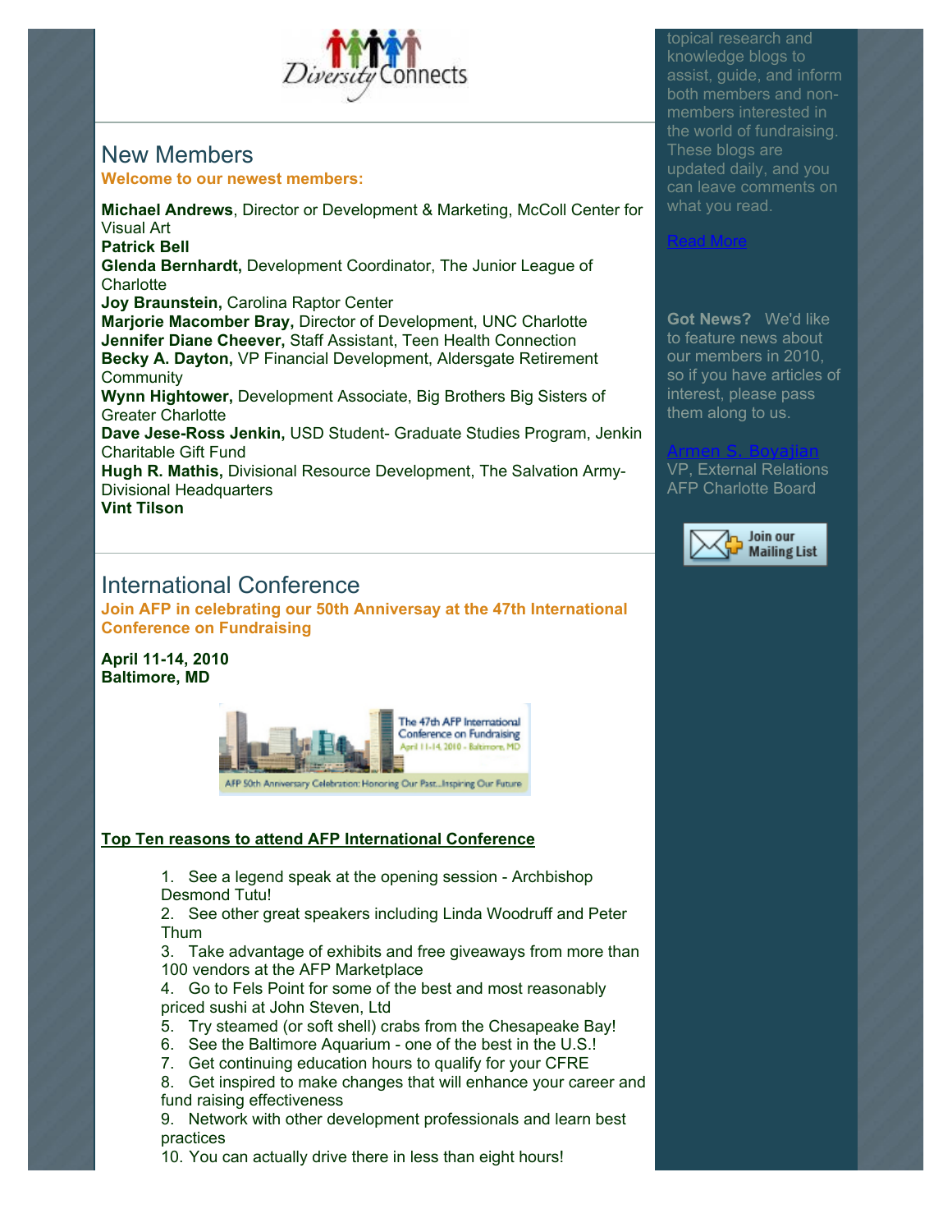## New Members

**Welcome to our newest members:**

**Michael Andrews**, Director or Development & Marketing, McColl Center for Visual Art
**Patrick Bell**
**Glenda Bernhardt,** Development Coordinator, The Junior League of Charlotte
**Joy Braunstein,** Carolina Raptor Center
**Marjorie Macomber Bray,** Director of Development, UNC Charlotte
**Jennifer Diane Cheever,** Staff Assistant, Teen Health Connection
**Becky A. Dayton,** VP Financial Development, Aldersgate Retirement Community
**Wynn Hightower,** Development Associate, Big Brothers Big Sisters of Greater Charlotte
**Dave Jese-Ross Jenkin,** USD Student- Graduate Studies Program, Jenkin Charitable Gift Fund
**Hugh R. Mathis,** Divisional Resource Development, The Salvation Army-Divisional Headquarters
**Vint Tilson**

## International Conference

**Join AFP in celebrating our 50th Anniversay at the 47th International Conference on Fundraising**

**April 11-14, 2010**
**Baltimore, MD**

**Top Ten reasons to attend AFP International Conference**

1. See a legend speak at the opening session - Archbishop Desmond Tutu!
2. See other great speakers including Linda Woodruff and Peter Thum
3. Take advantage of exhibits and free giveaways from more than 100 vendors at the AFP Marketplace
4. Go to Fels Point for some of the best and most reasonably priced sushi at John Steven, Ltd
5. Try steamed (or soft shell) crabs from the Chesapeake Bay!
6. See the Baltimore Aquarium - one of the best in the U.S.!
7. Get continuing education hours to qualify for your CFRE
8. Get inspired to make changes that will enhance your career and fund raising effectiveness
9. Network with other development professionals and learn best practices
10. You can actually drive there in less than eight hours!

topical research and knowledge blogs to assist, guide, and inform both members and non-members interested in the world of fundraising. These blogs are updated daily, and you can leave comments on what you read.

Read More

**Got News?** We'd like to feature news about our members in 2010, so if you have articles of interest, please pass them along to us.

Armen S. Boyajian
VP, External Relations
AFP Charlotte Board

Join our Mailing List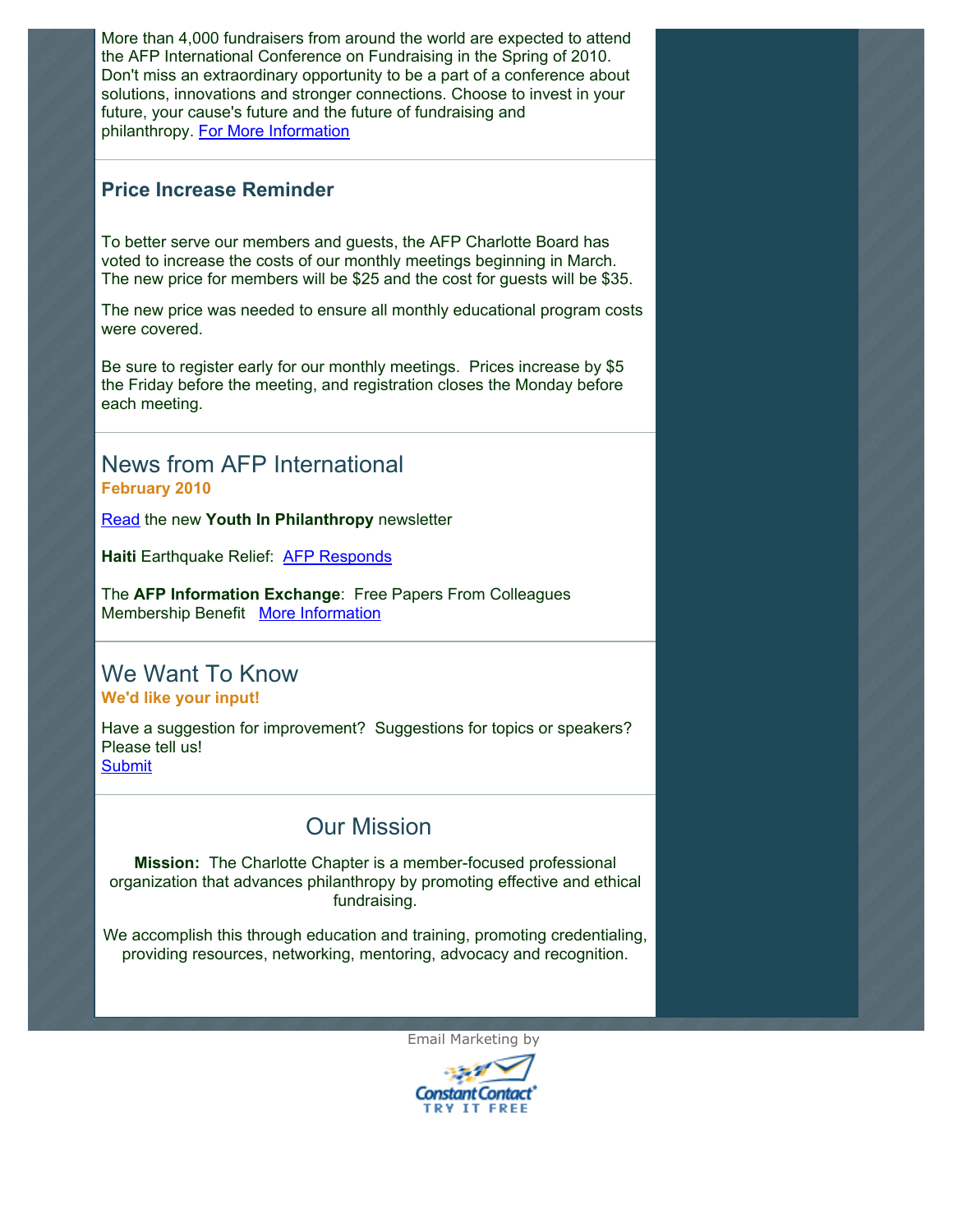More than 4,000 fundraisers from around the world are expected to attend the AFP International Conference on Fundraising in the Spring of 2010. Don't miss an extraordinary opportunity to be a part of a conference about solutions, innovations and stronger connections. Choose to invest in your future, your cause's future and the future of fundraising and philanthropy. For More Information

### Price Increase Reminder

To better serve our members and guests, the AFP Charlotte Board has voted to increase the costs of our monthly meetings beginning in March. The new price for members will be $25 and the cost for guests will be $35.

The new price was needed to ensure all monthly educational program costs were covered.

Be sure to register early for our monthly meetings. Prices increase by $5 the Friday before the meeting, and registration closes the Monday before each meeting.

## News from AFP International

**February 2010**

Read the new **Youth In Philanthropy** newsletter

**Haiti** Earthquake Relief: AFP Responds

The **AFP Information Exchange**: Free Papers From Colleagues Membership Benefit More Information

## We Want To Know

**We'd like your input!**

Have a suggestion for improvement? Suggestions for topics or speakers? Please tell us!
Submit

## Our Mission

**Mission:** The Charlotte Chapter is a member-focused professional organization that advances philanthropy by promoting effective and ethical fundraising.

We accomplish this through education and training, promoting credentialing, providing resources, networking, mentoring, advocacy and recognition.

Email Marketing by

Constant Contact
TRY IT FREE